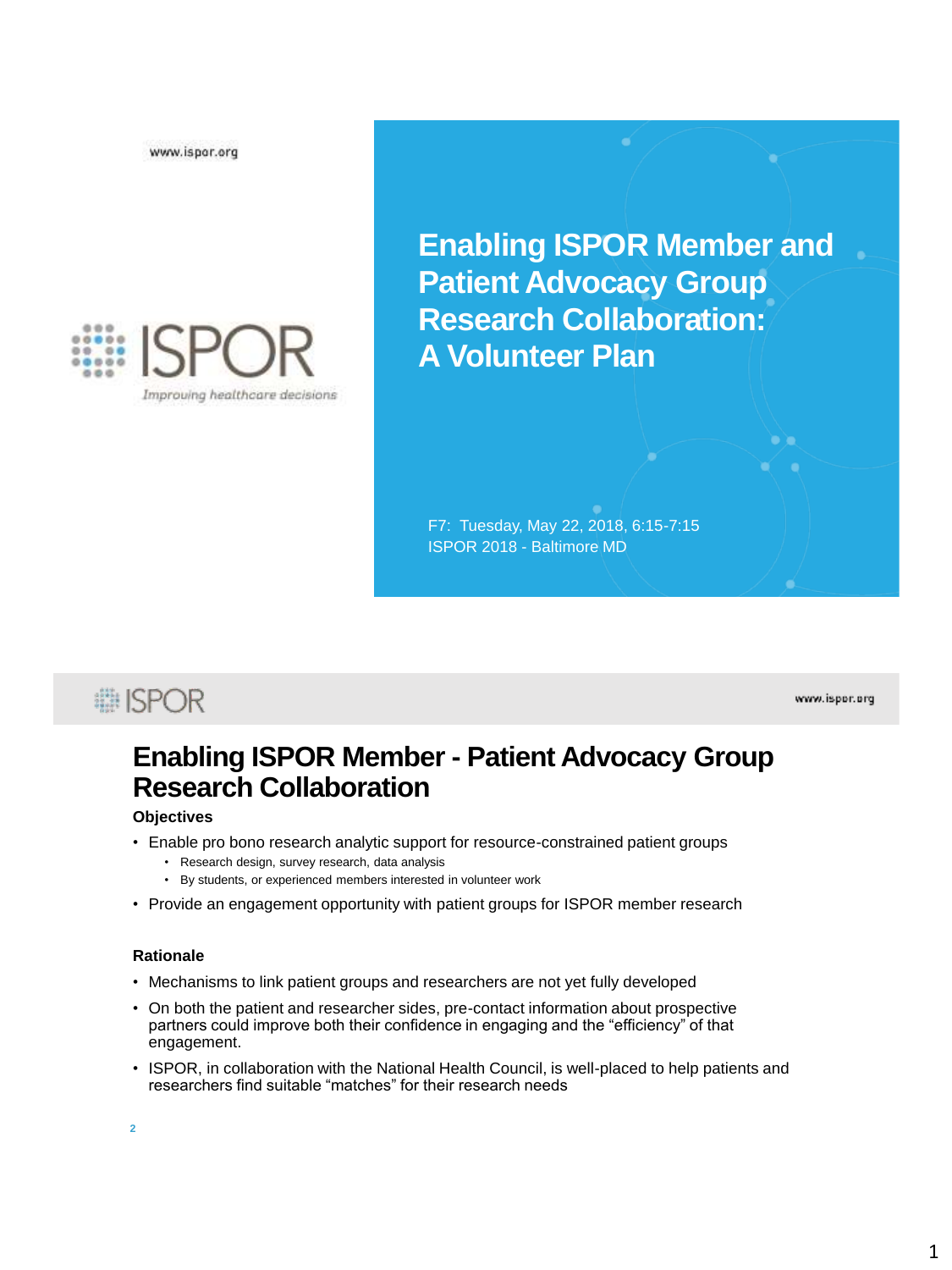www.ispor.org

ISPOR

*Improving healthcare decisions*

# Enabling ISPOR Member and Patient Advocacy Group Research Collaboration: A Volunteer Plan

F7: Tuesday, May 22, 2018, 6:15-7:15
ISPOR 2018 - Baltimore MD

## Enabling ISPOR Member - Patient Advocacy Group Research Collaboration

**Objectives**

- Enable pro bono research analytic support for resource-constrained patient groups
  - Research design, survey research, data analysis
  - By students, or experienced members interested in volunteer work
- Provide an engagement opportunity with patient groups for ISPOR member research

**Rationale**

- Mechanisms to link patient groups and researchers are not yet fully developed
- On both the patient and researcher sides, pre-contact information about prospective partners could improve both their confidence in engaging and the "efficiency" of that engagement.
- ISPOR, in collaboration with the National Health Council, is well-placed to help patients and researchers find suitable "matches" for their research needs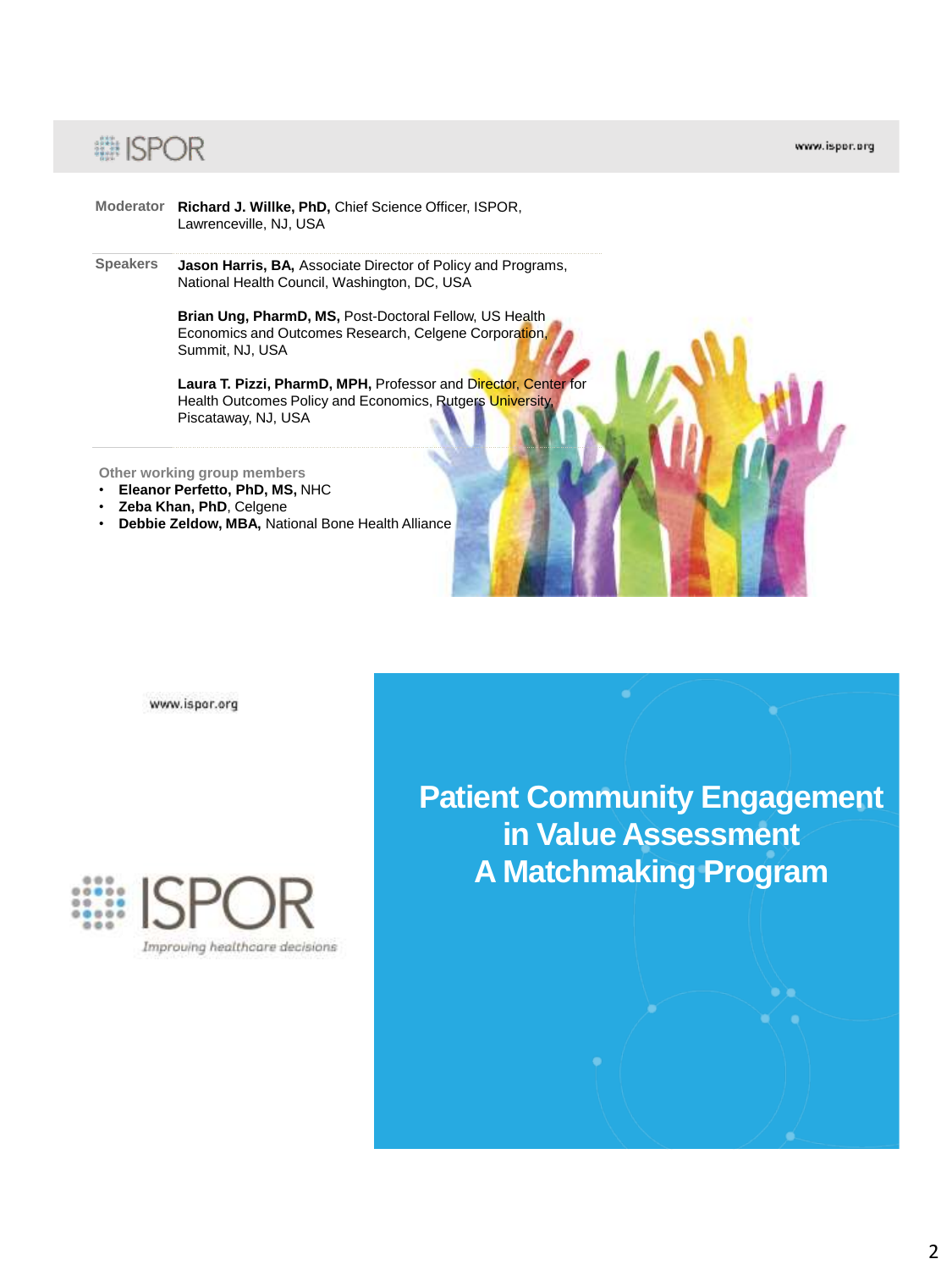**Moderator**

**Richard J. Willke, PhD,** Chief Science Officer, ISPOR, Lawrenceville, NJ, USA

**Speakers**

**Jason Harris, BA,** Associate Director of Policy and Programs, National Health Council, Washington, DC, USA

**Brian Ung, PharmD, MS,** Post-Doctoral Fellow, US Health Economics and Outcomes Research, Celgene Corporation, Summit, NJ, USA

**Laura T. Pizzi, PharmD, MPH,** Professor and Director, Center for Health Outcomes Policy and Economics, Rutgers University, Piscataway, NJ, USA

Other working group members

- **Eleanor Perfetto, PhD, MS,** NHC
- **Zeba Khan, PhD**, Celgene
- **Debbie Zeldow, MBA,** National Bone Health Alliance

www.ispor.org

ISPOR

*Improving healthcare decisions*

# Patient Community Engagement in Value Assessment A Matchmaking Program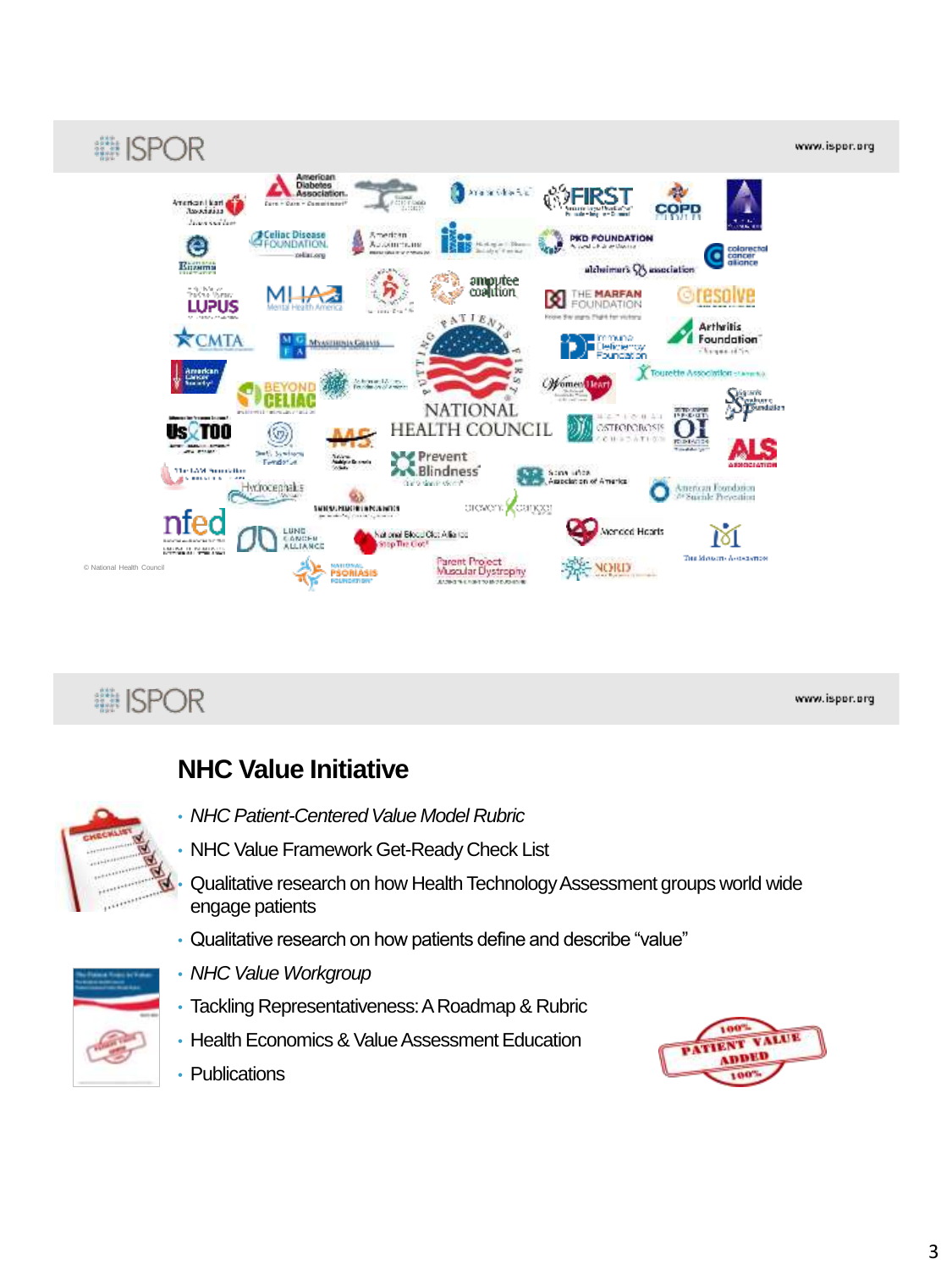© National Health Council

## NHC Value Initiative

- *NHC Patient-Centered Value Model Rubric*
- NHC Value Framework Get-Ready Check List
- Qualitative research on how Health Technology Assessment groups world wide engage patients
- Qualitative research on how patients define and describe "value"
- *NHC Value Workgroup*
- Tackling Representativeness: A Roadmap & Rubric
- Health Economics & Value Assessment Education
- Publications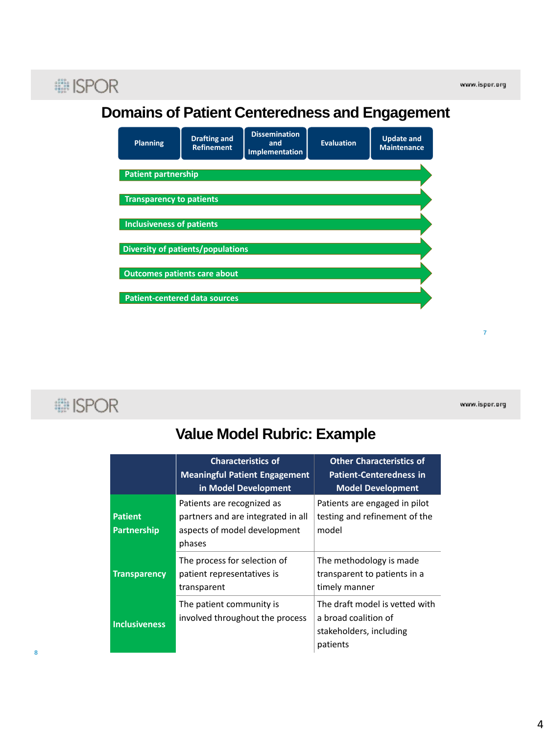# Domains of Patient Centeredness and Engagement

| Planning | Drafting and Refinement | Dissemination and Implementation | Evaluation | Update and Maintenance |
|---|---|---|---|---|

- Patient partnership
- Transparency to patients
- Inclusiveness of patients
- Diversity of patients/populations
- Outcomes patients care about
- Patient-centered data sources

# Value Model Rubric: Example

| | Characteristics of Meaningful Patient Engagement in Model Development | Other Characteristics of Patient-Centeredness in Model Development |
|---|---|---|
| **Patient Partnership** | Patients are recognized as partners and are integrated in all aspects of model development phases | Patients are engaged in pilot testing and refinement of the model |
| **Transparency** | The process for selection of patient representatives is transparent | The methodology is made transparent to patients in a timely manner |
| **Inclusiveness** | The patient community is involved throughout the process | The draft model is vetted with a broad coalition of stakeholders, including patients |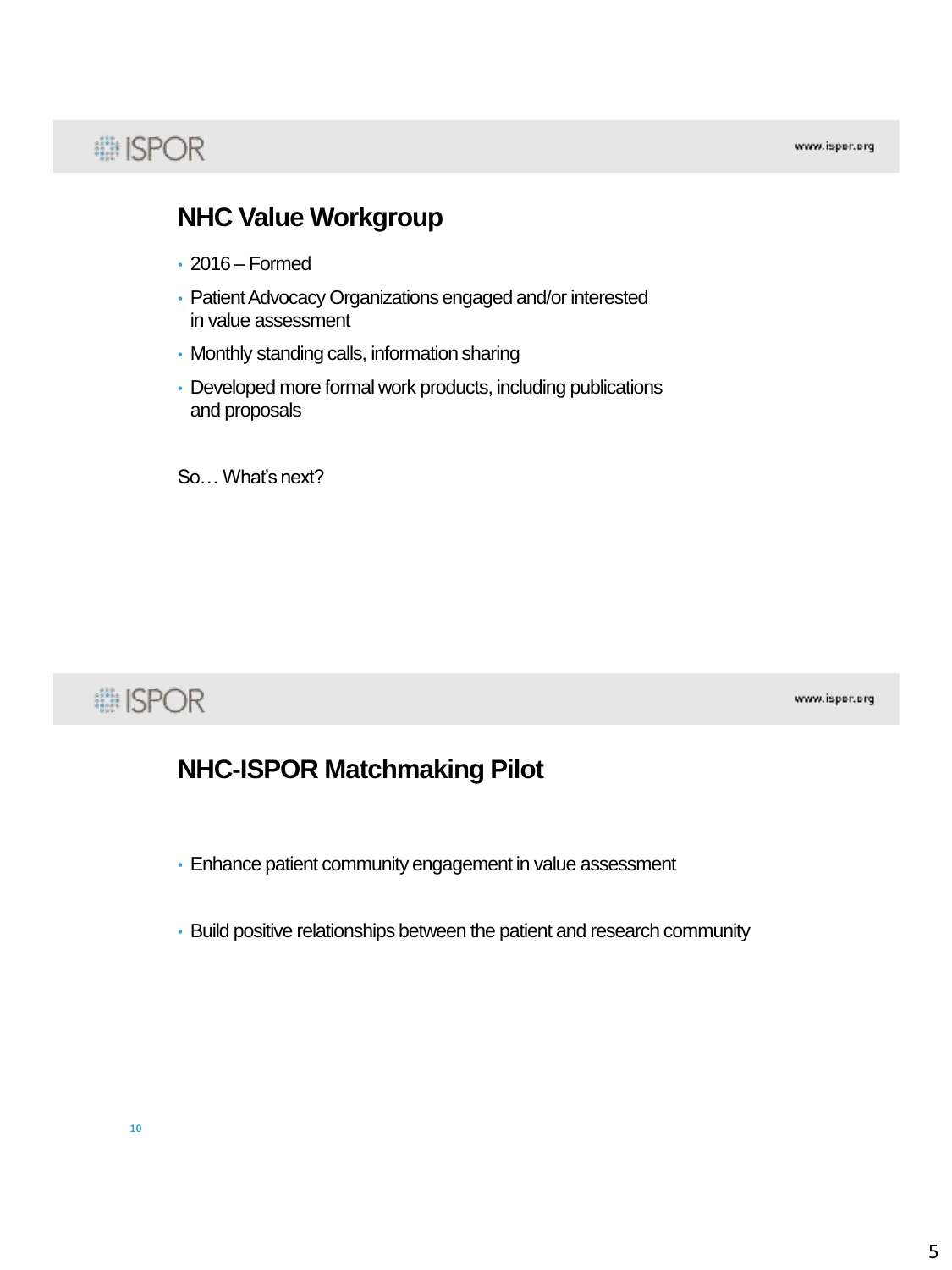## NHC Value Workgroup

- 2016 – Formed
- Patient Advocacy Organizations engaged and/or interested in value assessment
- Monthly standing calls, information sharing
- Developed more formal work products, including publications and proposals

So… What's next?

## NHC-ISPOR Matchmaking Pilot

- Enhance patient community engagement in value assessment
- Build positive relationships between the patient and research community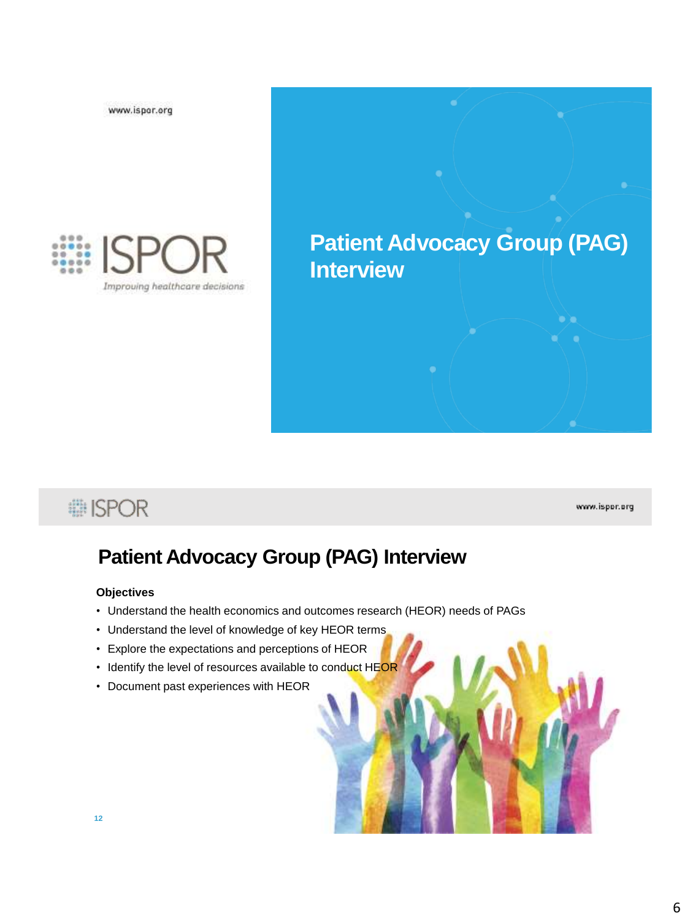# Patient Advocacy Group (PAG) Interview

## Patient Advocacy Group (PAG) Interview

**Objectives**

- Understand the health economics and outcomes research (HEOR) needs of PAGs
- Understand the level of knowledge of key HEOR terms
- Explore the expectations and perceptions of HEOR
- Identify the level of resources available to conduct HEOR
- Document past experiences with HEOR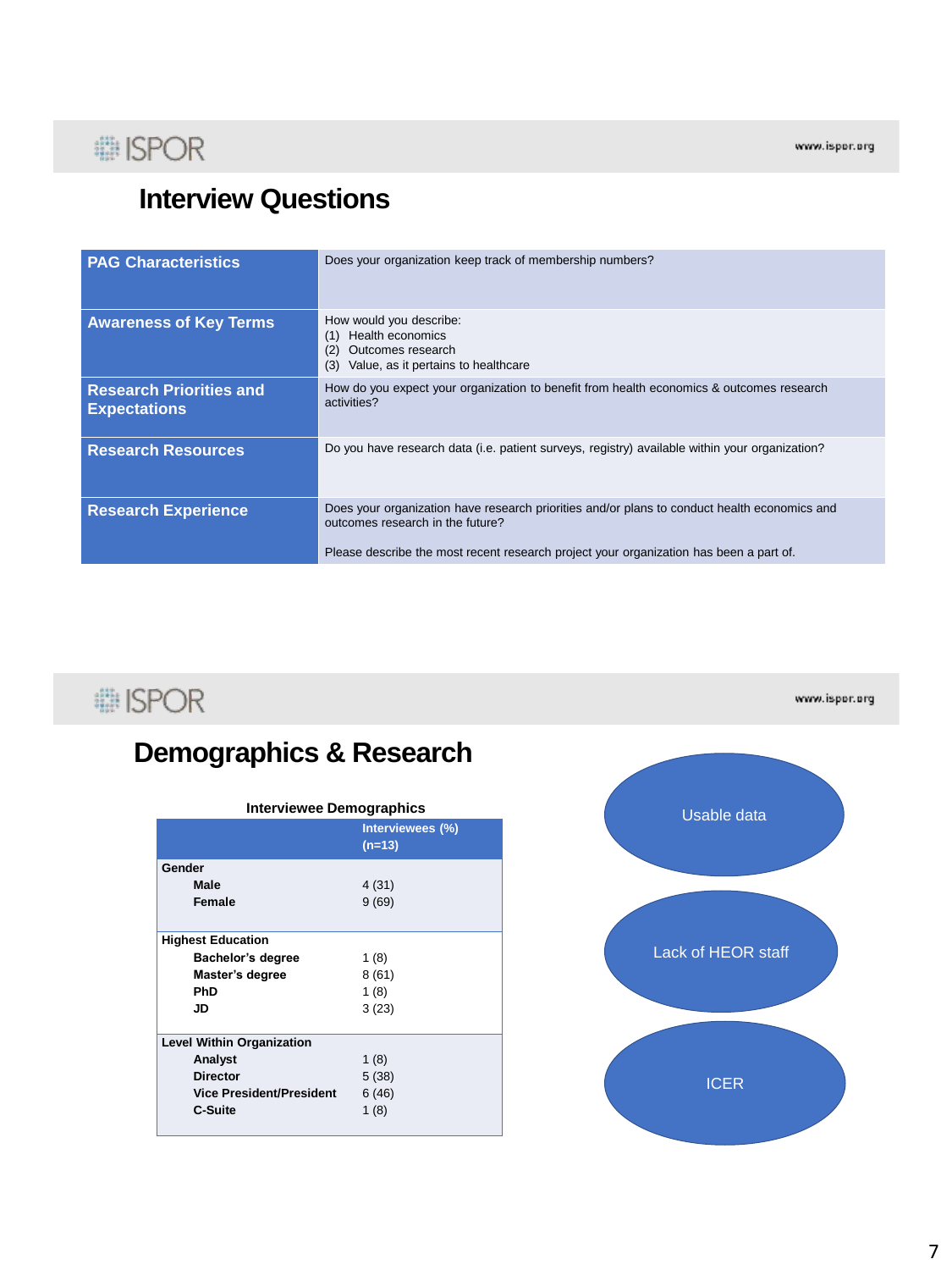## Interview Questions

| | |
|---|---|
| **PAG Characteristics** | Does your organization keep track of membership numbers? |
| **Awareness of Key Terms** | How would you describe:<br>(1) Health economics<br>(2) Outcomes research<br>(3) Value, as it pertains to healthcare |
| **Research Priorities and Expectations** | How do you expect your organization to benefit from health economics & outcomes research activities? |
| **Research Resources** | Do you have research data (i.e. patient surveys, registry) available within your organization? |
| **Research Experience** | Does your organization have research priorities and/or plans to conduct health economics and outcomes research in the future?<br><br>Please describe the most recent research project your organization has been a part of. |

## Demographics & Research

**Interviewee Demographics**

| | Interviewees (%) (n=13) |
|---|---|
| **Gender** | |
| **Male** | 4 (31) |
| **Female** | 9 (69) |
| **Highest Education** | |
| **Bachelor's degree** | 1 (8) |
| **Master's degree** | 8 (61) |
| **PhD** | 1 (8) |
| **JD** | 3 (23) |
| **Level Within Organization** | |
| **Analyst** | 1 (8) |
| **Director** | 5 (38) |
| **Vice President/President** | 6 (46) |
| **C-Suite** | 1 (8) |

- Usable data
- Lack of HEOR staff
- ICER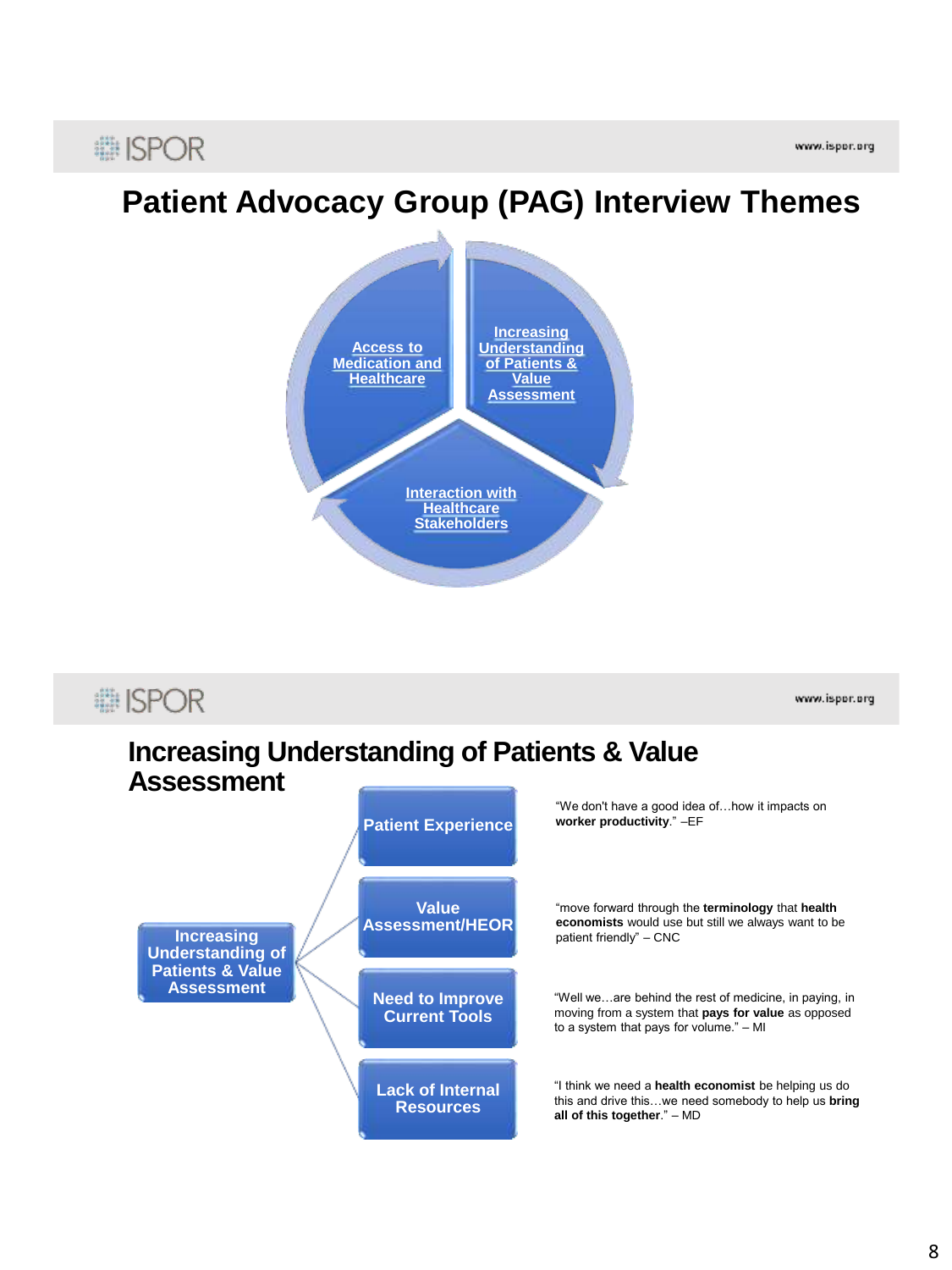# Patient Advocacy Group (PAG) Interview Themes

- Access to Medication and Healthcare
- Increasing Understanding of Patients & Value Assessment
- Interaction with Healthcare Stakeholders

# Increasing Understanding of Patients & Value Assessment

**Increasing Understanding of Patients & Value Assessment**

- **Patient Experience**
  "We don't have a good idea of…how it impacts on **worker productivity**." –EF
- **Value Assessment/HEOR**
  "move forward through the **terminology** that **health economists** would use but still we always want to be patient friendly" – CNC
- **Need to Improve Current Tools**
  "Well we…are behind the rest of medicine, in paying, in moving from a system that **pays for value** as opposed to a system that pays for volume." – MI
- **Lack of Internal Resources**
  "I think we need a **health economist** be helping us do this and drive this…we need somebody to help us **bring all of this together**." – MD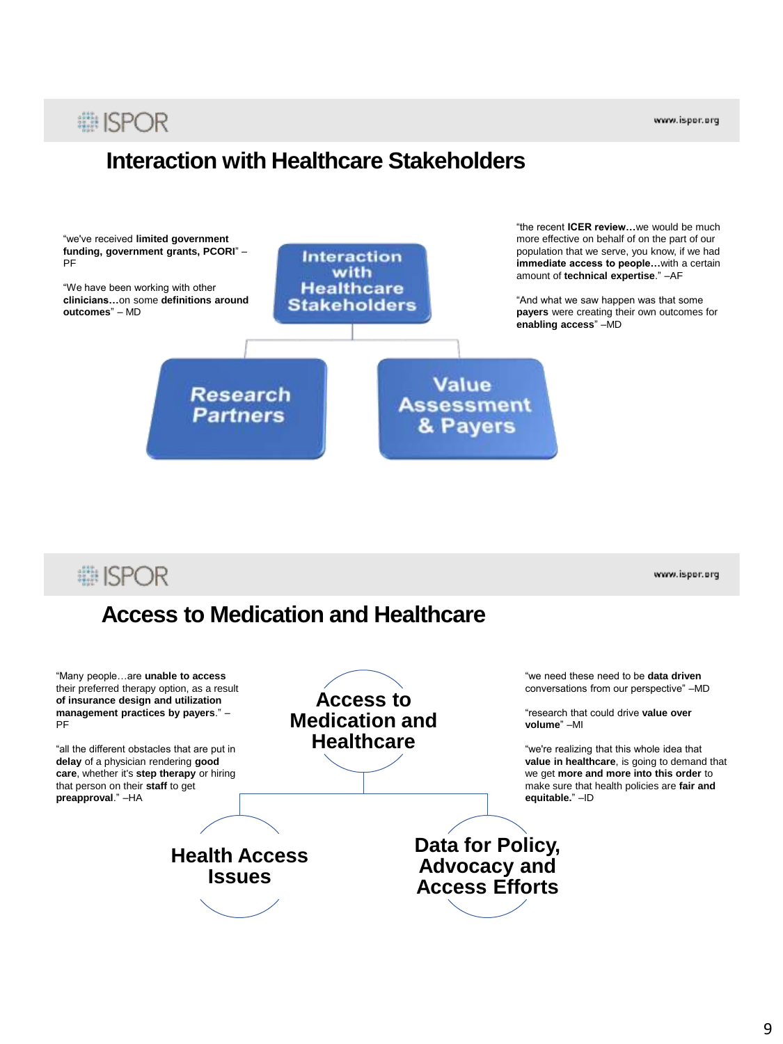## Interaction with Healthcare Stakeholders

"we've received **limited government funding, government grants, PCORI**" – PF

"We have been working with other **clinicians…**on some **definitions around outcomes**" – MD

**Interaction with Healthcare Stakeholders**

- **Research Partners**
- **Value Assessment & Payers**

"the recent **ICER review…**we would be much more effective on behalf of on the part of our population that we serve, you know, if we had **immediate access to people…**with a certain amount of **technical expertise**." –AF

"And what we saw happen was that some **payers** were creating their own outcomes for **enabling access**" –MD

## Access to Medication and Healthcare

"Many people…are **unable to access** their preferred therapy option, as a result **of insurance design and utilization management practices by payers**." – PF

"all the different obstacles that are put in **delay** of a physician rendering **good care**, whether it's **step therapy** or hiring that person on their **staff** to get **preapproval**." –HA

**Access to Medication and Healthcare**

- **Health Access Issues**
- **Data for Policy, Advocacy and Access Efforts**

"we need these need to be **data driven** conversations from our perspective" –MD

"research that could drive **value over volume**" –MI

"we're realizing that this whole idea that **value in healthcare**, is going to demand that we get **more and more into this order** to make sure that health policies are **fair and equitable.**" –ID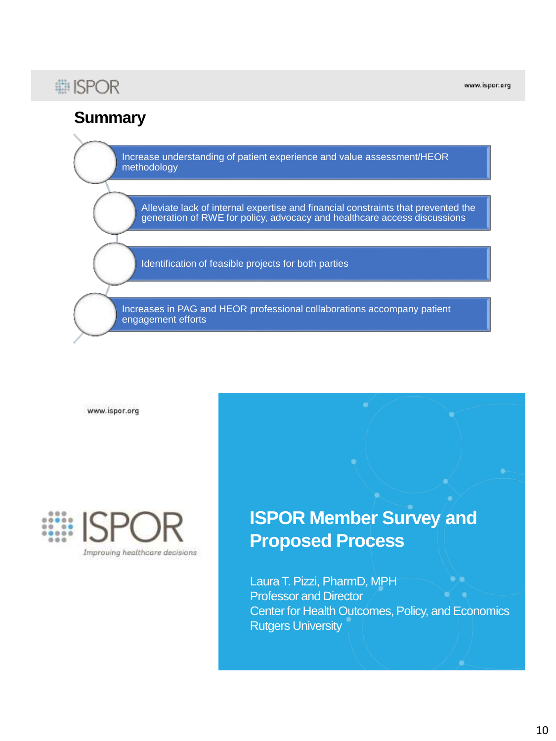## Summary

- Increase understanding of patient experience and value assessment/HEOR methodology
- Alleviate lack of internal expertise and financial constraints that prevented the generation of RWE for policy, advocacy and healthcare access discussions
- Identification of feasible projects for both parties
- Increases in PAG and HEOR professional collaborations accompany patient engagement efforts

www.ispor.org

ISPOR

*Improving healthcare decisions*

# ISPOR Member Survey and Proposed Process

Laura T. Pizzi, PharmD, MPH
Professor and Director
Center for Health Outcomes, Policy, and Economics
Rutgers University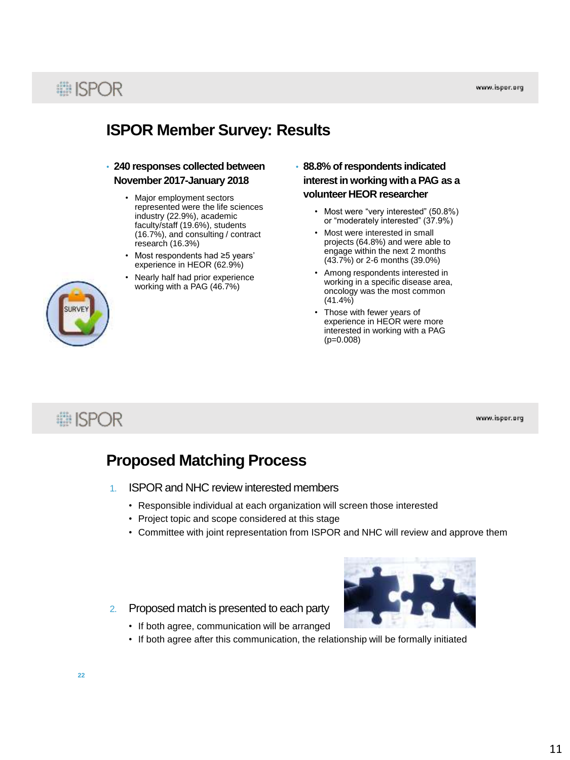## ISPOR Member Survey: Results

- **240 responses collected between November 2017-January 2018**
  - Major employment sectors represented were the life sciences industry (22.9%), academic faculty/staff (19.6%), students (16.7%), and consulting / contract research (16.3%)
  - Most respondents had ≥5 years' experience in HEOR (62.9%)
  - Nearly half had prior experience working with a PAG (46.7%)
- **88.8% of respondents indicated interest in working with a PAG as a volunteer HEOR researcher**
  - Most were "very interested" (50.8%) or "moderately interested" (37.9%)
  - Most were interested in small projects (64.8%) and were able to engage within the next 2 months (43.7%) or 2-6 months (39.0%)
  - Among respondents interested in working in a specific disease area, oncology was the most common (41.4%)
  - Those with fewer years of experience in HEOR were more interested in working with a PAG ($p=0.008$)

## Proposed Matching Process

1. ISPOR and NHC review interested members
   - Responsible individual at each organization will screen those interested
   - Project topic and scope considered at this stage
   - Committee with joint representation from ISPOR and NHC will review and approve them
2. Proposed match is presented to each party
   - If both agree, communication will be arranged
   - If both agree after this communication, the relationship will be formally initiated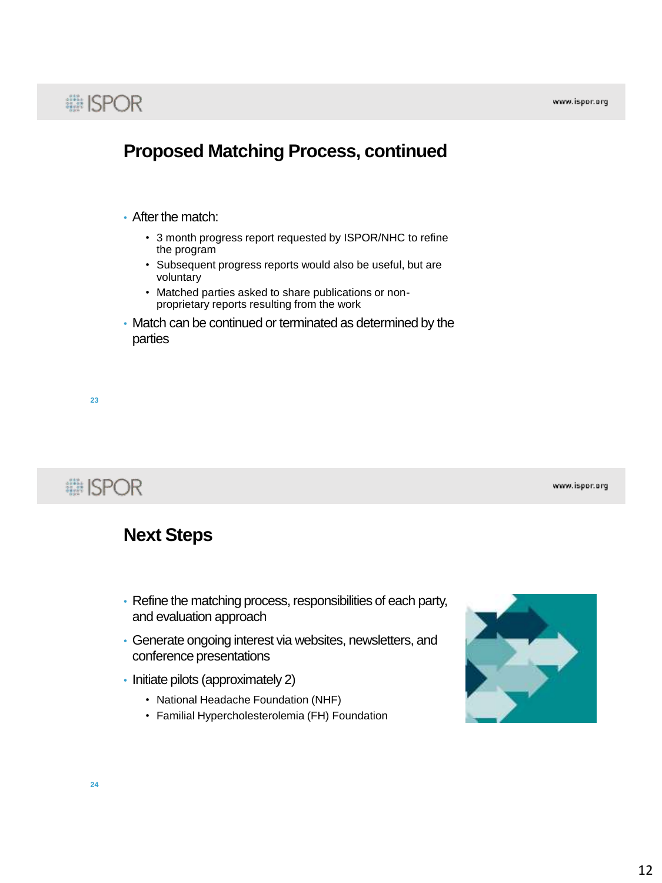## Proposed Matching Process, continued

- After the match:
  - 3 month progress report requested by ISPOR/NHC to refine the program
  - Subsequent progress reports would also be useful, but are voluntary
  - Matched parties asked to share publications or non-proprietary reports resulting from the work
- Match can be continued or terminated as determined by the parties

## Next Steps

- Refine the matching process, responsibilities of each party, and evaluation approach
- Generate ongoing interest via websites, newsletters, and conference presentations
- Initiate pilots (approximately 2)
  - National Headache Foundation (NHF)
  - Familial Hypercholesterolemia (FH) Foundation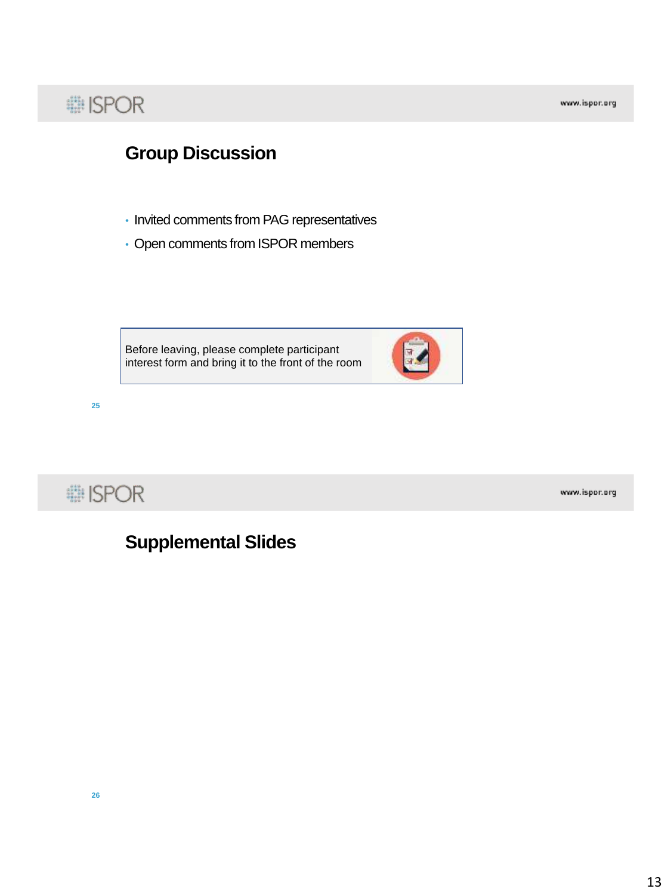## Group Discussion

- Invited comments from PAG representatives
- Open comments from ISPOR members

Before leaving, please complete participant interest form and bring it to the front of the room

## Supplemental Slides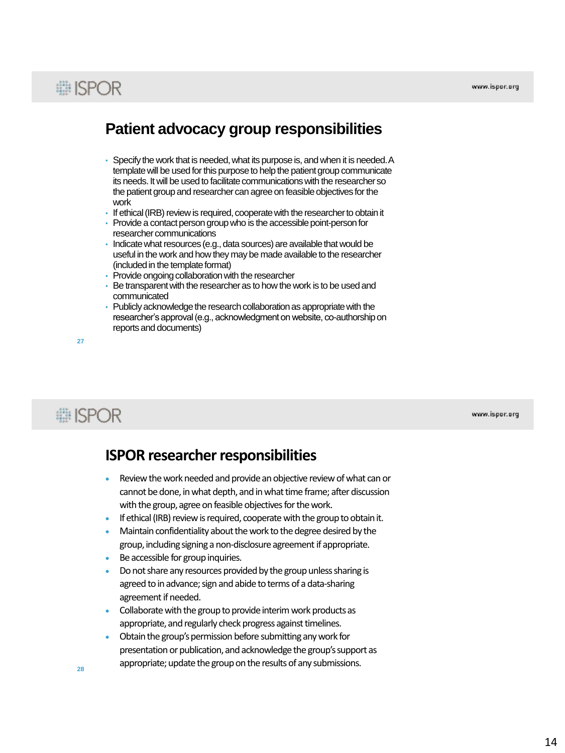## Patient advocacy group responsibilities

- Specify the work that is needed, what its purpose is, and when it is needed. A template will be used for this purpose to help the patient group communicate its needs. It will be used to facilitate communications with the researcher so the patient group and researcher can agree on feasible objectives for the work
- If ethical (IRB) review is required, cooperate with the researcher to obtain it
- Provide a contact person group who is the accessible point-person for researcher communications
- Indicate what resources (e.g., data sources) are available that would be useful in the work and how they may be made available to the researcher (included in the template format)
- Provide ongoing collaboration with the researcher
- Be transparent with the researcher as to how the work is to be used and communicated
- Publicly acknowledge the research collaboration as appropriate with the researcher's approval (e.g., acknowledgment on website, co-authorship on reports and documents)

## ISPOR researcher responsibilities

- Review the work needed and provide an objective review of what can or cannot be done, in what depth, and in what time frame; after discussion with the group, agree on feasible objectives for the work.
- If ethical (IRB) review is required, cooperate with the group to obtain it.
- Maintain confidentiality about the work to the degree desired by the group, including signing a non-disclosure agreement if appropriate.
- Be accessible for group inquiries.
- Do not share any resources provided by the group unless sharing is agreed to in advance; sign and abide to terms of a data-sharing agreement if needed.
- Collaborate with the group to provide interim work products as appropriate, and regularly check progress against timelines.
- Obtain the group's permission before submitting any work for presentation or publication, and acknowledge the group's support as appropriate; update the group on the results of any submissions.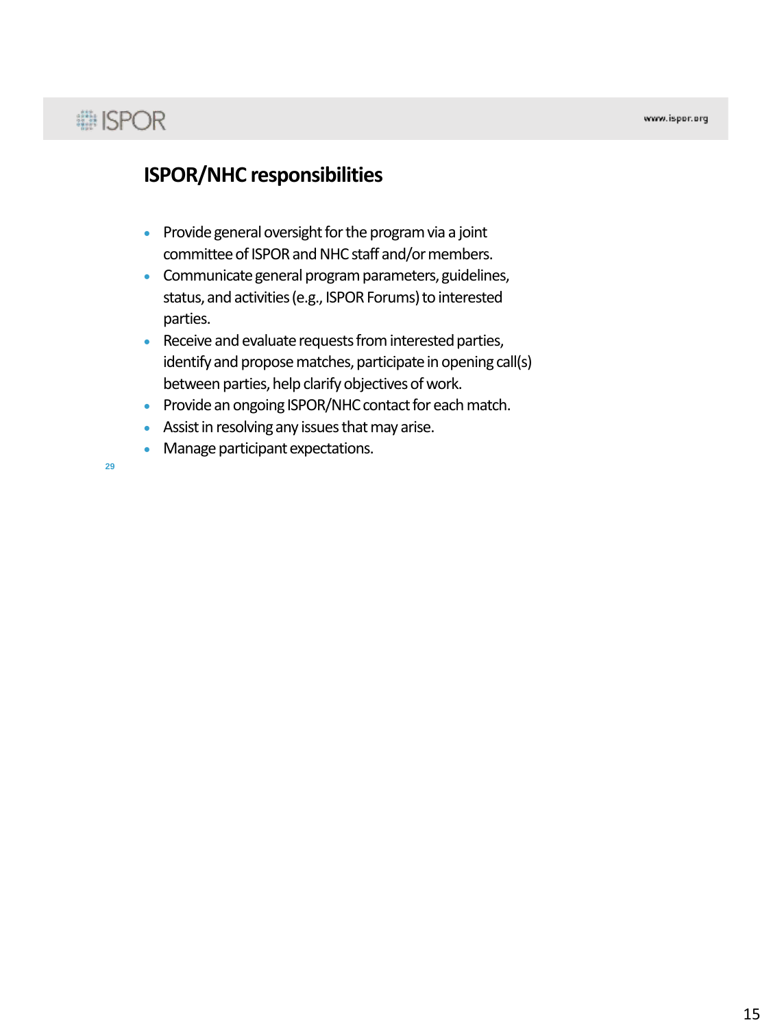## ISPOR/NHC responsibilities

- Provide general oversight for the program via a joint committee of ISPOR and NHC staff and/or members.
- Communicate general program parameters, guidelines, status, and activities (e.g., ISPOR Forums) to interested parties.
- Receive and evaluate requests from interested parties, identify and propose matches, participate in opening call(s) between parties, help clarify objectives of work.
- Provide an ongoing ISPOR/NHC contact for each match.
- Assist in resolving any issues that may arise.
- Manage participant expectations.